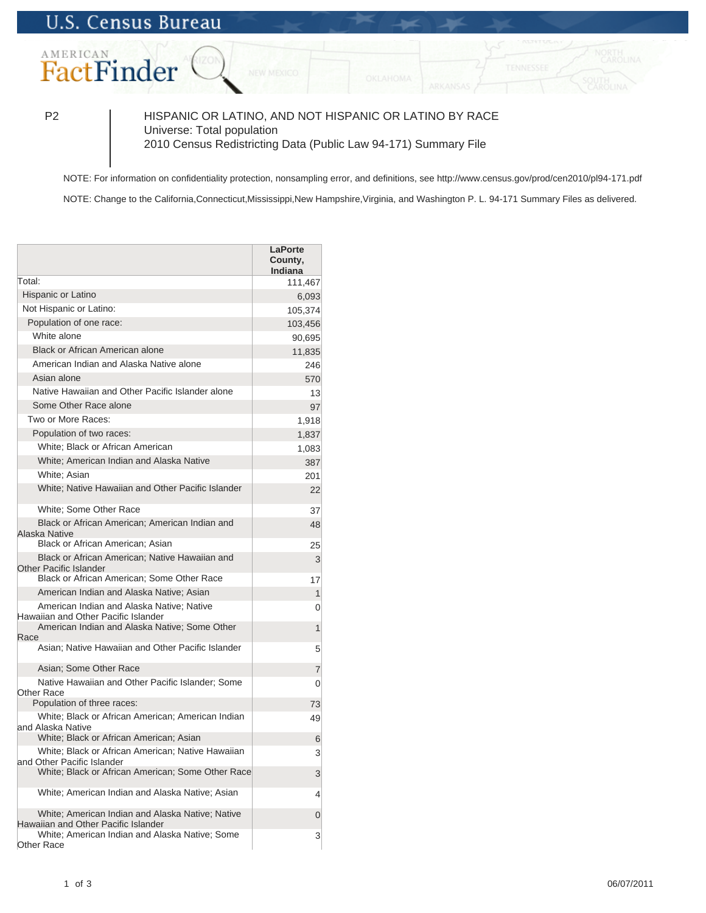U.S. Census Bureau

AMERICAN FactFinder

P2

HISPANIC OR LATINO, AND NOT HISPANIC OR LATINO BY RACE
Universe: Total population
2010 Census Redistricting Data (Public Law 94-171) Summary File

NOTE: For information on confidentiality protection, nonsampling error, and definitions, see http://www.census.gov/prod/cen2010/pl94-171.pdf

NOTE: Change to the California,Connecticut,Mississippi,New Hampshire,Virginia, and Washington P. L. 94-171 Summary Files as delivered.

| | LaPorte County, Indiana |
|---|---|
| Total: | 111,467 |
| Hispanic or Latino | 6,093 |
| Not Hispanic or Latino: | 105,374 |
| Population of one race: | 103,456 |
| White alone | 90,695 |
| Black or African American alone | 11,835 |
| American Indian and Alaska Native alone | 246 |
| Asian alone | 570 |
| Native Hawaiian and Other Pacific Islander alone | 13 |
| Some Other Race alone | 97 |
| Two or More Races: | 1,918 |
| Population of two races: | 1,837 |
| White; Black or African American | 1,083 |
| White; American Indian and Alaska Native | 387 |
| White; Asian | 201 |
| White; Native Hawaiian and Other Pacific Islander | 22 |
| White; Some Other Race | 37 |
| Black or African American; American Indian and Alaska Native | 48 |
| Black or African American; Asian | 25 |
| Black or African American; Native Hawaiian and Other Pacific Islander | 3 |
| Black or African American; Some Other Race | 17 |
| American Indian and Alaska Native; Asian | 1 |
| American Indian and Alaska Native; Native Hawaiian and Other Pacific Islander | 0 |
| American Indian and Alaska Native; Some Other Race | 1 |
| Asian; Native Hawaiian and Other Pacific Islander | 5 |
| Asian; Some Other Race | 7 |
| Native Hawaiian and Other Pacific Islander; Some Other Race | 0 |
| Population of three races: | 73 |
| White; Black or African American; American Indian and Alaska Native | 49 |
| White; Black or African American; Asian | 6 |
| White; Black or African American; Native Hawaiian and Other Pacific Islander | 3 |
| White; Black or African American; Some Other Race | 3 |
| White; American Indian and Alaska Native; Asian | 4 |
| White; American Indian and Alaska Native; Native Hawaiian and Other Pacific Islander | 0 |
| White; American Indian and Alaska Native; Some Other Race | 3 |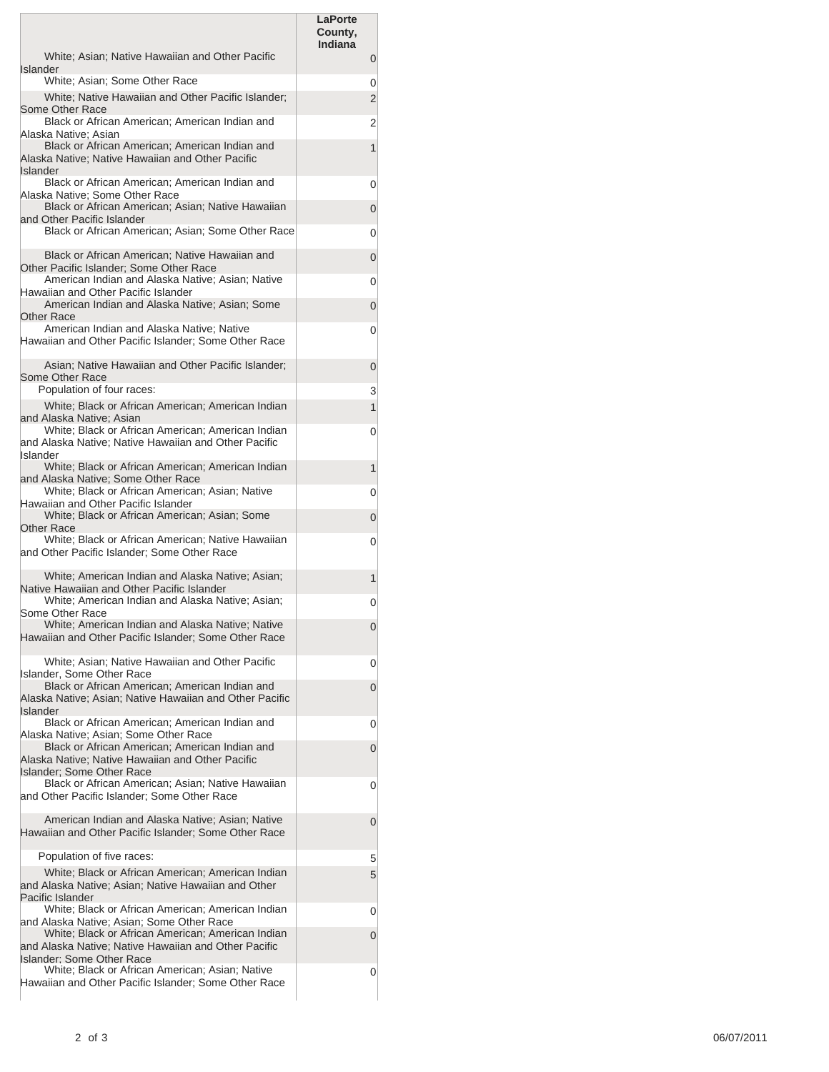| | LaPorte County, Indiana |
|---|---|
| White; Asian; Native Hawaiian and Other Pacific Islander | 0 |
| White; Asian; Some Other Race | 0 |
| White; Native Hawaiian and Other Pacific Islander; Some Other Race | 2 |
| Black or African American; American Indian and Alaska Native; Asian | 2 |
| Black or African American; American Indian and Alaska Native; Native Hawaiian and Other Pacific Islander | 1 |
| Black or African American; American Indian and Alaska Native; Some Other Race | 0 |
| Black or African American; Asian; Native Hawaiian and Other Pacific Islander | 0 |
| Black or African American; Asian; Some Other Race | 0 |
| Black or African American; Native Hawaiian and Other Pacific Islander; Some Other Race | 0 |
| American Indian and Alaska Native; Asian; Native Hawaiian and Other Pacific Islander | 0 |
| American Indian and Alaska Native; Asian; Some Other Race | 0 |
| American Indian and Alaska Native; Native Hawaiian and Other Pacific Islander; Some Other Race | 0 |
| Asian; Native Hawaiian and Other Pacific Islander; Some Other Race | 0 |
| Population of four races: | 3 |
| White; Black or African American; American Indian and Alaska Native; Asian | 1 |
| White; Black or African American; American Indian and Alaska Native; Native Hawaiian and Other Pacific Islander | 0 |
| White; Black or African American; American Indian and Alaska Native; Some Other Race | 1 |
| White; Black or African American; Asian; Native Hawaiian and Other Pacific Islander | 0 |
| White; Black or African American; Asian; Some Other Race | 0 |
| White; Black or African American; Native Hawaiian and Other Pacific Islander; Some Other Race | 0 |
| White; American Indian and Alaska Native; Asian; Native Hawaiian and Other Pacific Islander | 1 |
| White; American Indian and Alaska Native; Asian; Some Other Race | 0 |
| White; American Indian and Alaska Native; Native Hawaiian and Other Pacific Islander; Some Other Race | 0 |
| White; Asian; Native Hawaiian and Other Pacific Islander, Some Other Race | 0 |
| Black or African American; American Indian and Alaska Native; Asian; Native Hawaiian and Other Pacific Islander | 0 |
| Black or African American; American Indian and Alaska Native; Asian; Some Other Race | 0 |
| Black or African American; American Indian and Alaska Native; Native Hawaiian and Other Pacific Islander; Some Other Race | 0 |
| Black or African American; Asian; Native Hawaiian and Other Pacific Islander; Some Other Race | 0 |
| American Indian and Alaska Native; Asian; Native Hawaiian and Other Pacific Islander; Some Other Race | 0 |
| Population of five races: | 5 |
| White; Black or African American; American Indian and Alaska Native; Asian; Native Hawaiian and Other Pacific Islander | 5 |
| White; Black or African American; American Indian and Alaska Native; Asian; Some Other Race | 0 |
| White; Black or African American; American Indian and Alaska Native; Native Hawaiian and Other Pacific Islander; Some Other Race | 0 |
| White; Black or African American; Asian; Native Hawaiian and Other Pacific Islander; Some Other Race | 0 |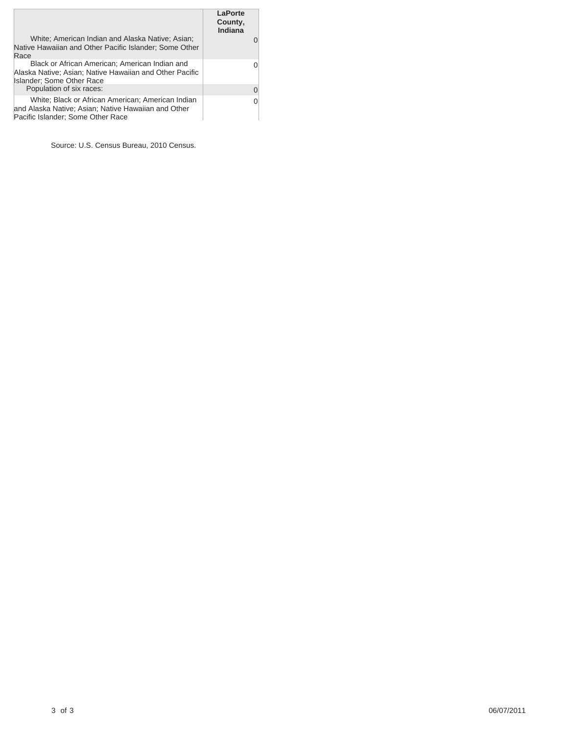| | LaPorte County, Indiana |
|---|---|
| White; American Indian and Alaska Native; Asian; Native Hawaiian and Other Pacific Islander; Some Other Race | 0 |
| Black or African American; American Indian and Alaska Native; Asian; Native Hawaiian and Other Pacific Islander; Some Other Race | 0 |
| Population of six races: | 0 |
| White; Black or African American; American Indian and Alaska Native; Asian; Native Hawaiian and Other Pacific Islander; Some Other Race | 0 |

Source: U.S. Census Bureau, 2010 Census.